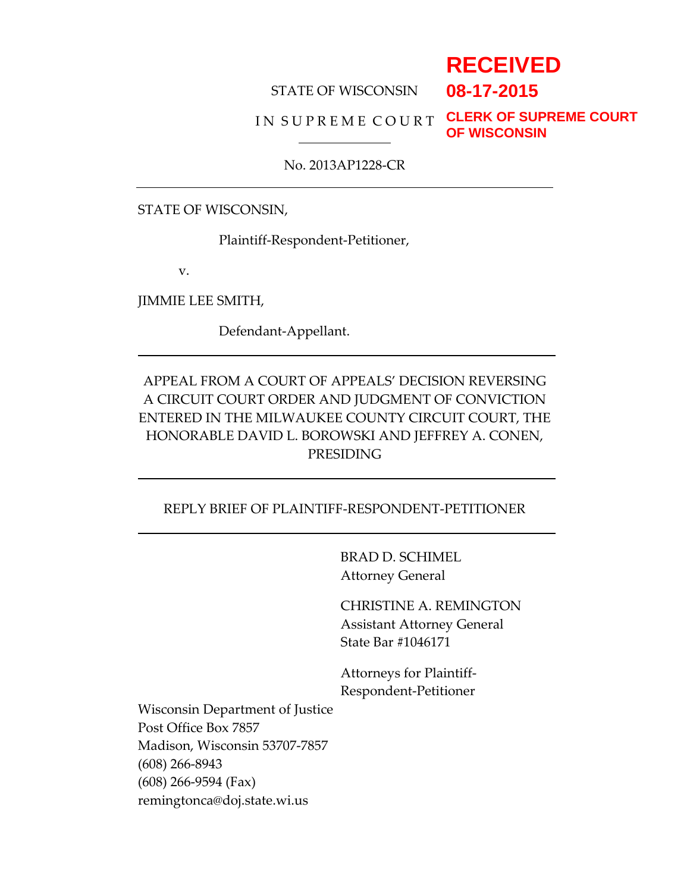RECEIVED
08-17-2015
CLERK OF SUPREME COURT
OF WISCONSIN

STATE OF WISCONSIN

IN SUPREME COURT

---

No. 2013AP1228-CR

---

STATE OF WISCONSIN,

Plaintiff-Respondent-Petitioner,

v.

JIMMIE LEE SMITH,

Defendant-Appellant.

---

APPEAL FROM A COURT OF APPEALS' DECISION REVERSING A CIRCUIT COURT ORDER AND JUDGMENT OF CONVICTION ENTERED IN THE MILWAUKEE COUNTY CIRCUIT COURT, THE HONORABLE DAVID L. BOROWSKI AND JEFFREY A. CONEN, PRESIDING

---

REPLY BRIEF OF PLAINTIFF-RESPONDENT-PETITIONER

---

BRAD D. SCHIMEL
Attorney General

CHRISTINE A. REMINGTON
Assistant Attorney General
State Bar #1046171

Attorneys for Plaintiff-Respondent-Petitioner

Wisconsin Department of Justice
Post Office Box 7857
Madison, Wisconsin 53707-7857
(608) 266-8943
(608) 266-9594 (Fax)
remingtonca@doj.state.wi.us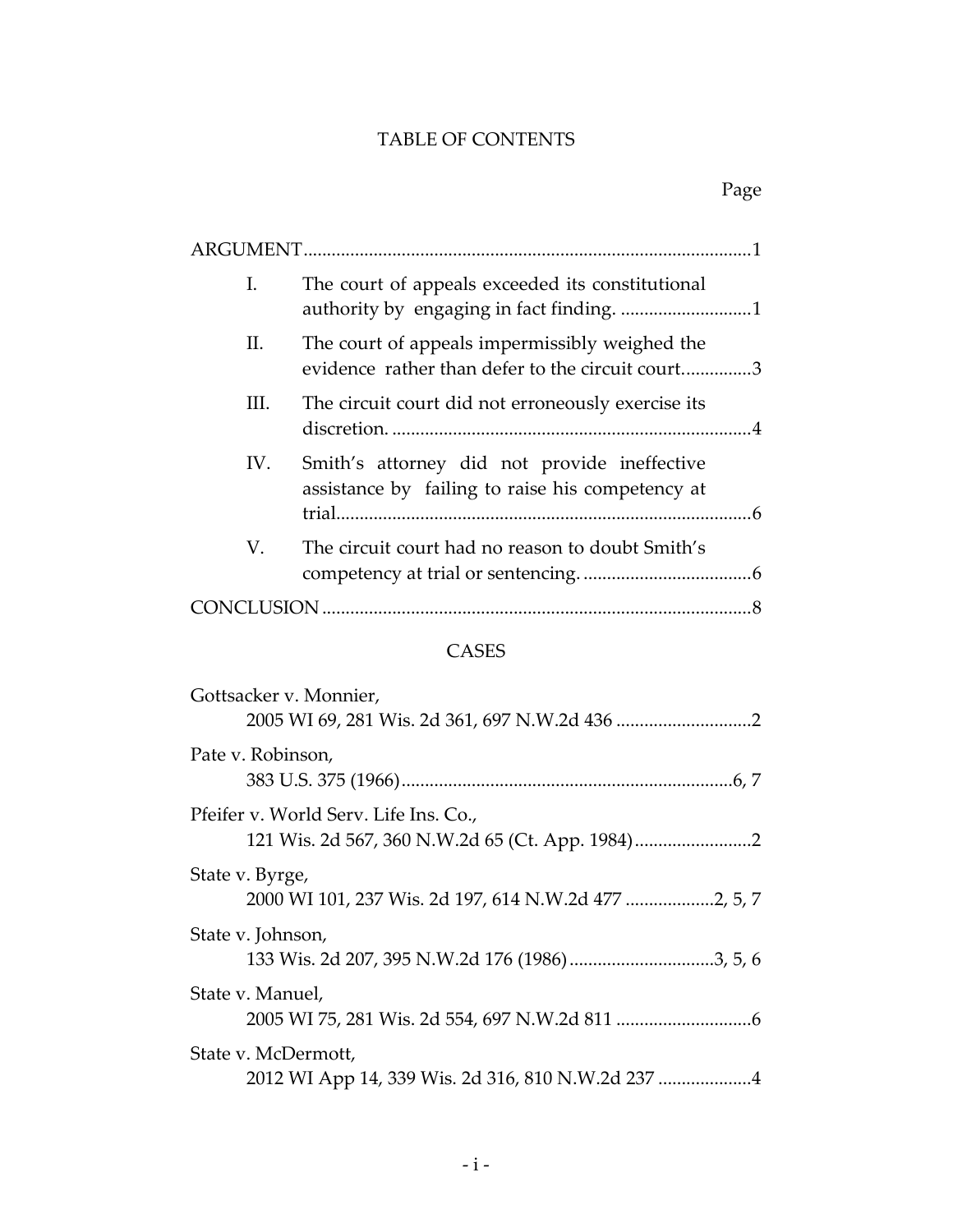# TABLE OF CONTENTS

Page

ARGUMENT ..................................................................................................1

I. The court of appeals exceeded its constitutional authority by engaging in fact finding. ............................1

II. The court of appeals impermissibly weighed the evidence rather than defer to the circuit court...............3

III. The circuit court did not erroneously exercise its discretion. ............................................................................4

IV. Smith's attorney did not provide ineffective assistance by failing to raise his competency at trial.........................................................................................6

V. The circuit court had no reason to doubt Smith's competency at trial or sentencing. ....................................6

CONCLUSION ...........................................................................................8

## CASES

Gottsacker v. Monnier,
 2005 WI 69, 281 Wis. 2d 361, 697 N.W.2d 436 .............................2

Pate v. Robinson,
 383 U.S. 375 (1966).......................................................................6, 7

Pfeifer v. World Serv. Life Ins. Co.,
 121 Wis. 2d 567, 360 N.W.2d 65 (Ct. App. 1984).........................2

State v. Byrge,
 2000 WI 101, 237 Wis. 2d 197, 614 N.W.2d 477 ...................2, 5, 7

State v. Johnson,
 133 Wis. 2d 207, 395 N.W.2d 176 (1986)...............................3, 5, 6

State v. Manuel,
 2005 WI 75, 281 Wis. 2d 554, 697 N.W.2d 811 .............................6

State v. McDermott,
 2012 WI App 14, 339 Wis. 2d 316, 810 N.W.2d 237 ....................4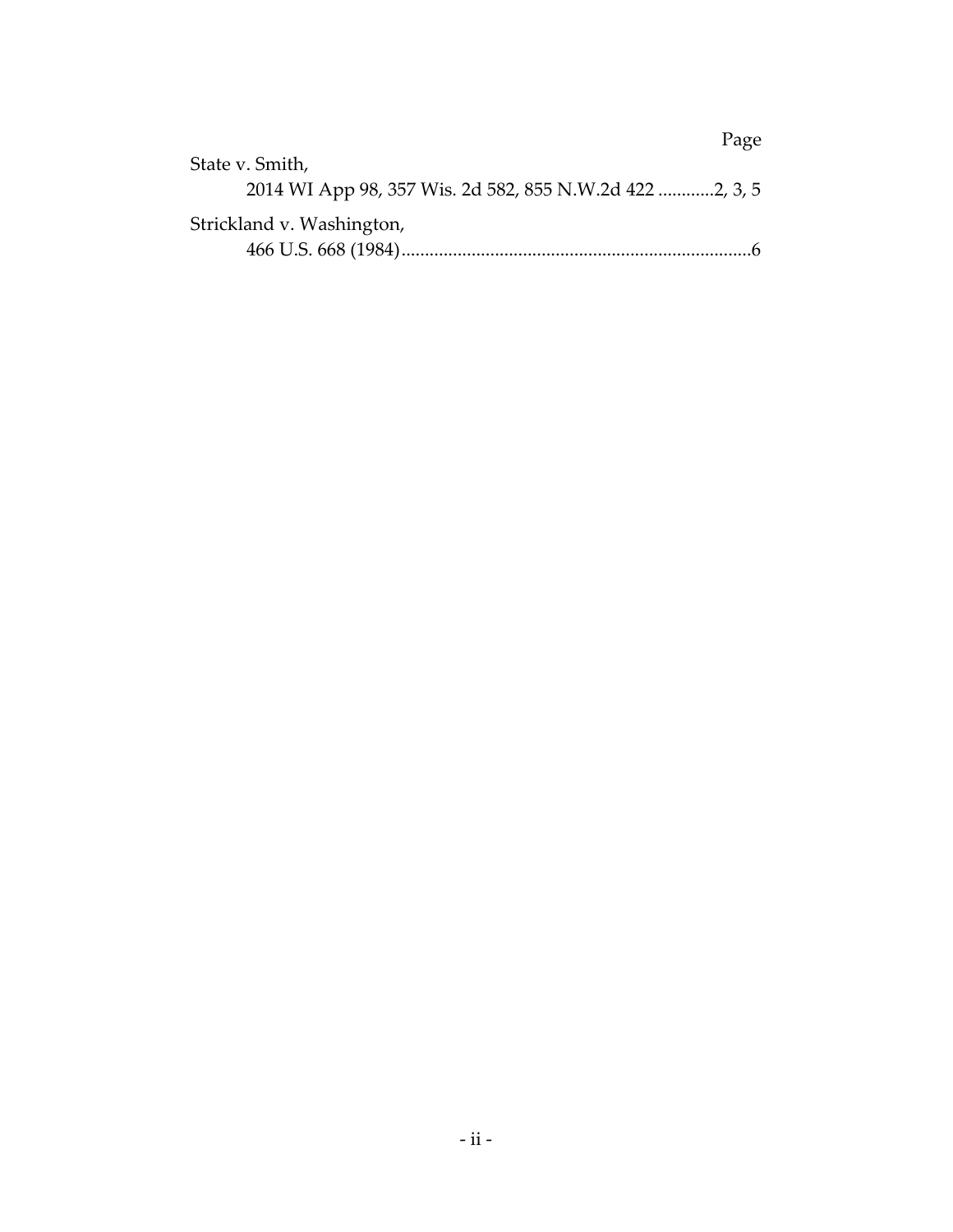Page

State v. Smith,
    2014 WI App 98, 357 Wis. 2d 582, 855 N.W.2d 422 ............2, 3, 5

Strickland v. Washington,
    466 U.S. 668 (1984)...........................................................................6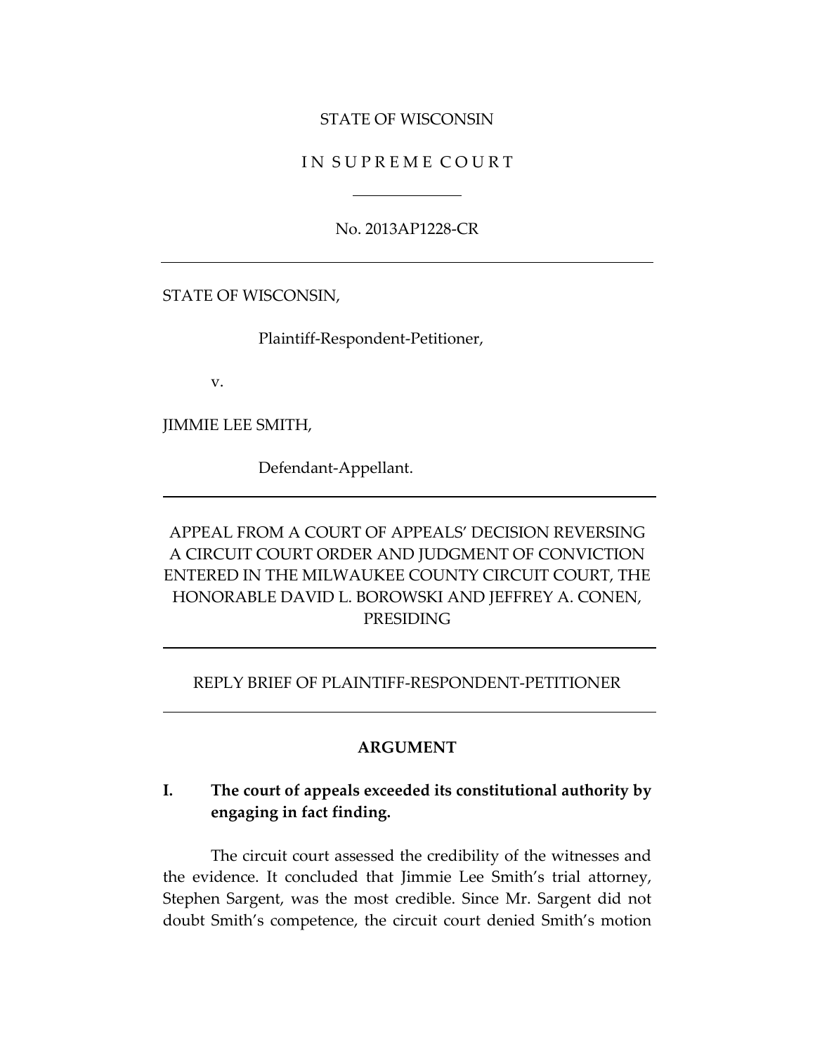STATE OF WISCONSIN

I N S U P R E M E C O U R T

---

No. 2013AP1228-CR

---

STATE OF WISCONSIN,

Plaintiff-Respondent-Petitioner,

v.

JIMMIE LEE SMITH,

Defendant-Appellant.

---

APPEAL FROM A COURT OF APPEALS' DECISION REVERSING A CIRCUIT COURT ORDER AND JUDGMENT OF CONVICTION ENTERED IN THE MILWAUKEE COUNTY CIRCUIT COURT, THE HONORABLE DAVID L. BOROWSKI AND JEFFREY A. CONEN, PRESIDING

---

REPLY BRIEF OF PLAINTIFF-RESPONDENT-PETITIONER

---

**ARGUMENT**

## I. The court of appeals exceeded its constitutional authority by engaging in fact finding.

The circuit court assessed the credibility of the witnesses and the evidence. It concluded that Jimmie Lee Smith's trial attorney, Stephen Sargent, was the most credible. Since Mr. Sargent did not doubt Smith's competence, the circuit court denied Smith's motion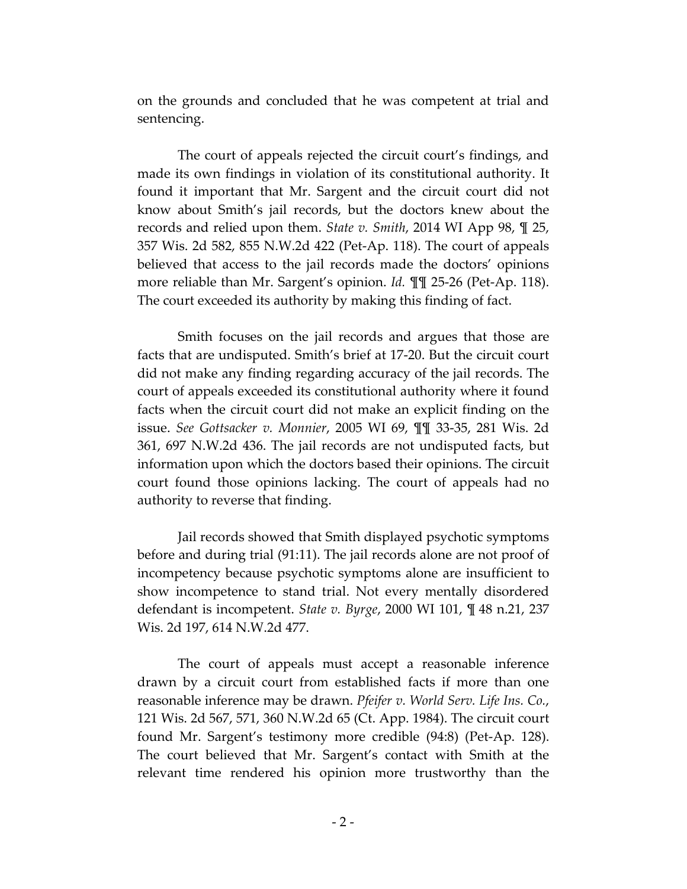on the grounds and concluded that he was competent at trial and sentencing.

The court of appeals rejected the circuit court's findings, and made its own findings in violation of its constitutional authority. It found it important that Mr. Sargent and the circuit court did not know about Smith's jail records, but the doctors knew about the records and relied upon them. *State v. Smith*, 2014 WI App 98, ¶ 25, 357 Wis. 2d 582, 855 N.W.2d 422 (Pet-Ap. 118). The court of appeals believed that access to the jail records made the doctors' opinions more reliable than Mr. Sargent's opinion. *Id.* ¶¶ 25-26 (Pet-Ap. 118). The court exceeded its authority by making this finding of fact.

Smith focuses on the jail records and argues that those are facts that are undisputed. Smith's brief at 17-20. But the circuit court did not make any finding regarding accuracy of the jail records. The court of appeals exceeded its constitutional authority where it found facts when the circuit court did not make an explicit finding on the issue. *See Gottsacker v. Monnier*, 2005 WI 69, ¶¶ 33-35, 281 Wis. 2d 361, 697 N.W.2d 436. The jail records are not undisputed facts, but information upon which the doctors based their opinions. The circuit court found those opinions lacking. The court of appeals had no authority to reverse that finding.

Jail records showed that Smith displayed psychotic symptoms before and during trial (91:11). The jail records alone are not proof of incompetency because psychotic symptoms alone are insufficient to show incompetence to stand trial. Not every mentally disordered defendant is incompetent. *State v. Byrge*, 2000 WI 101, ¶ 48 n.21, 237 Wis. 2d 197, 614 N.W.2d 477.

The court of appeals must accept a reasonable inference drawn by a circuit court from established facts if more than one reasonable inference may be drawn. *Pfeifer v. World Serv. Life Ins. Co.*, 121 Wis. 2d 567, 571, 360 N.W.2d 65 (Ct. App. 1984). The circuit court found Mr. Sargent's testimony more credible (94:8) (Pet-Ap. 128). The court believed that Mr. Sargent's contact with Smith at the relevant time rendered his opinion more trustworthy than the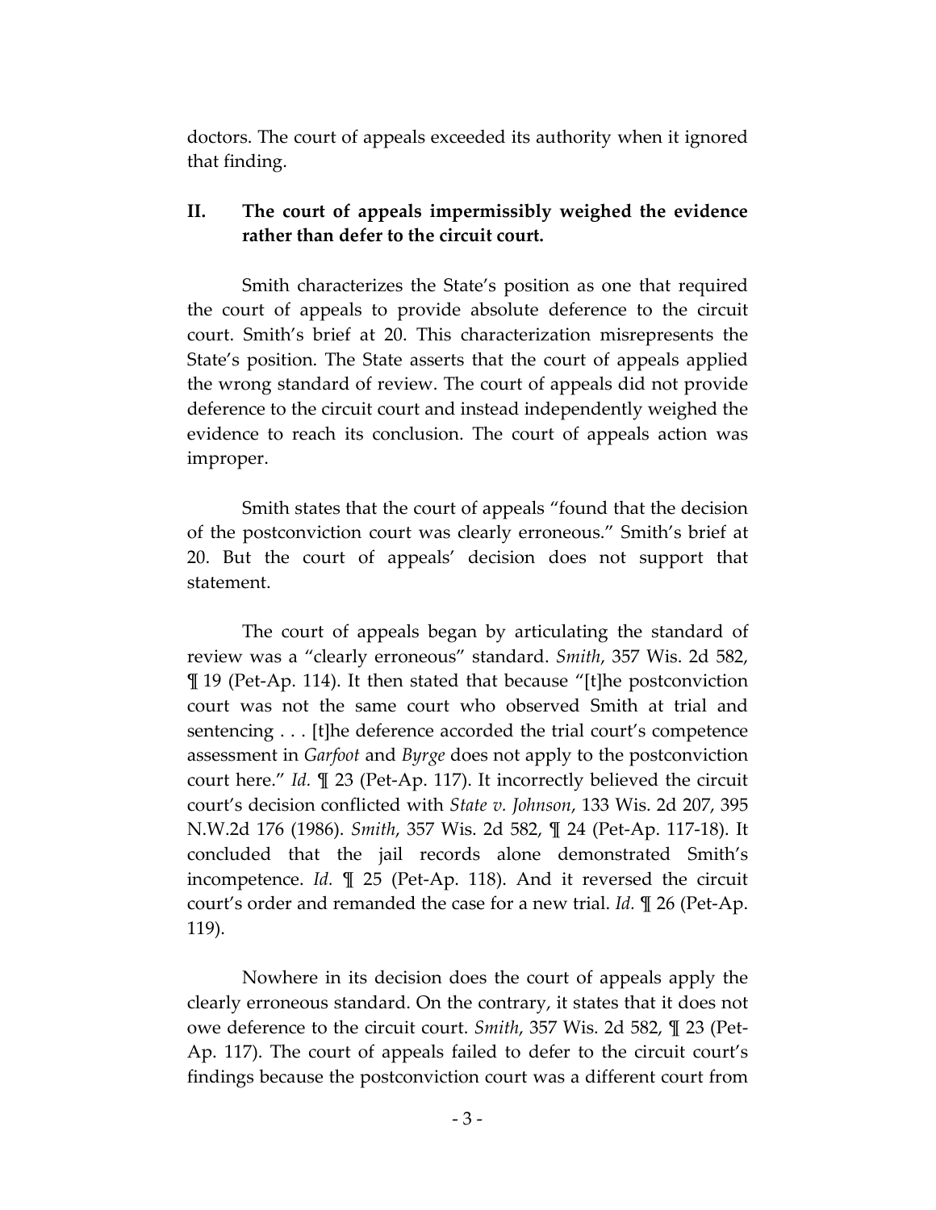doctors. The court of appeals exceeded its authority when it ignored that finding.

## II. The court of appeals impermissibly weighed the evidence rather than defer to the circuit court.

Smith characterizes the State's position as one that required the court of appeals to provide absolute deference to the circuit court. Smith's brief at 20. This characterization misrepresents the State's position. The State asserts that the court of appeals applied the wrong standard of review. The court of appeals did not provide deference to the circuit court and instead independently weighed the evidence to reach its conclusion. The court of appeals action was improper.

Smith states that the court of appeals "found that the decision of the postconviction court was clearly erroneous." Smith's brief at 20. But the court of appeals' decision does not support that statement.

The court of appeals began by articulating the standard of review was a "clearly erroneous" standard. *Smith*, 357 Wis. 2d 582, ¶ 19 (Pet-Ap. 114). It then stated that because "[t]he postconviction court was not the same court who observed Smith at trial and sentencing . . . [t]he deference accorded the trial court's competence assessment in *Garfoot* and *Byrge* does not apply to the postconviction court here." *Id.* ¶ 23 (Pet-Ap. 117). It incorrectly believed the circuit court's decision conflicted with *State v. Johnson*, 133 Wis. 2d 207, 395 N.W.2d 176 (1986). *Smith*, 357 Wis. 2d 582, ¶ 24 (Pet-Ap. 117-18). It concluded that the jail records alone demonstrated Smith's incompetence. *Id.* ¶ 25 (Pet-Ap. 118). And it reversed the circuit court's order and remanded the case for a new trial. *Id.* ¶ 26 (Pet-Ap. 119).

Nowhere in its decision does the court of appeals apply the clearly erroneous standard. On the contrary, it states that it does not owe deference to the circuit court. *Smith*, 357 Wis. 2d 582, ¶ 23 (Pet-Ap. 117). The court of appeals failed to defer to the circuit court's findings because the postconviction court was a different court from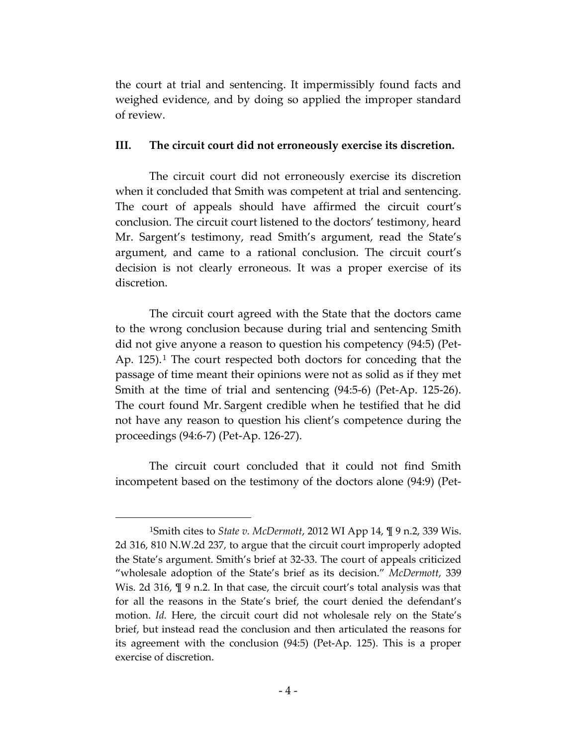the court at trial and sentencing. It impermissibly found facts and weighed evidence, and by doing so applied the improper standard of review.

### III. The circuit court did not erroneously exercise its discretion.

The circuit court did not erroneously exercise its discretion when it concluded that Smith was competent at trial and sentencing. The court of appeals should have affirmed the circuit court's conclusion. The circuit court listened to the doctors' testimony, heard Mr. Sargent's testimony, read Smith's argument, read the State's argument, and came to a rational conclusion. The circuit court's decision is not clearly erroneous. It was a proper exercise of its discretion.

The circuit court agreed with the State that the doctors came to the wrong conclusion because during trial and sentencing Smith did not give anyone a reason to question his competency (94:5) (Pet-Ap. 125).[1] The court respected both doctors for conceding that the passage of time meant their opinions were not as solid as if they met Smith at the time of trial and sentencing (94:5-6) (Pet-Ap. 125-26). The court found Mr. Sargent credible when he testified that he did not have any reason to question his client's competence during the proceedings (94:6-7) (Pet-Ap. 126-27).

The circuit court concluded that it could not find Smith incompetent based on the testimony of the doctors alone (94:9) (Pet-

---

[1]Smith cites to *State v. McDermott*, 2012 WI App 14, ¶ 9 n.2, 339 Wis. 2d 316, 810 N.W.2d 237, to argue that the circuit court improperly adopted the State's argument. Smith's brief at 32-33. The court of appeals criticized "wholesale adoption of the State's brief as its decision." *McDermott*, 339 Wis. 2d 316, ¶ 9 n.2. In that case, the circuit court's total analysis was that for all the reasons in the State's brief, the court denied the defendant's motion. *Id.* Here, the circuit court did not wholesale rely on the State's brief, but instead read the conclusion and then articulated the reasons for its agreement with the conclusion (94:5) (Pet-Ap. 125). This is a proper exercise of discretion.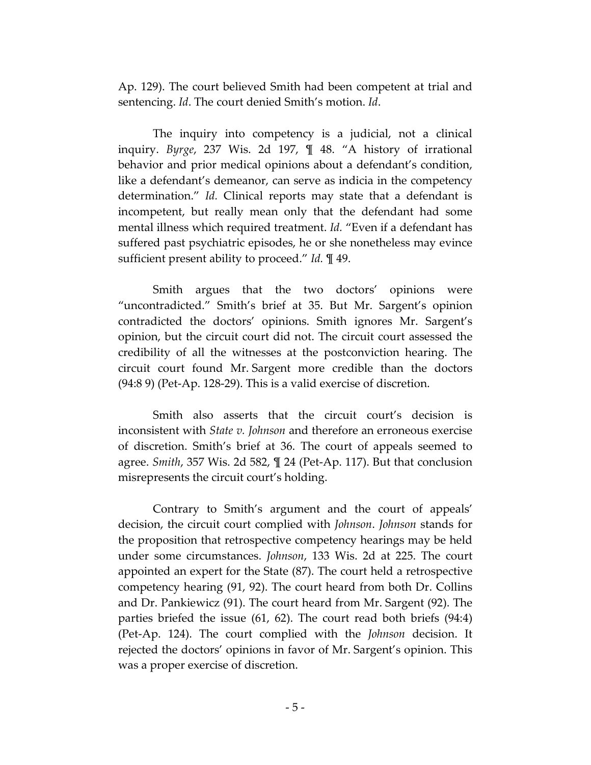Ap. 129). The court believed Smith had been competent at trial and sentencing. *Id*. The court denied Smith's motion. *Id*.

The inquiry into competency is a judicial, not a clinical inquiry. *Byrge*, 237 Wis. 2d 197, ¶ 48. "A history of irrational behavior and prior medical opinions about a defendant's condition, like a defendant's demeanor, can serve as indicia in the competency determination." *Id*. Clinical reports may state that a defendant is incompetent, but really mean only that the defendant had some mental illness which required treatment. *Id*. "Even if a defendant has suffered past psychiatric episodes, he or she nonetheless may evince sufficient present ability to proceed." *Id.* ¶ 49.

Smith argues that the two doctors' opinions were "uncontradicted." Smith's brief at 35. But Mr. Sargent's opinion contradicted the doctors' opinions. Smith ignores Mr. Sargent's opinion, but the circuit court did not. The circuit court assessed the credibility of all the witnesses at the postconviction hearing. The circuit court found Mr. Sargent more credible than the doctors (94:8 9) (Pet-Ap. 128-29). This is a valid exercise of discretion.

Smith also asserts that the circuit court's decision is inconsistent with *State v. Johnson* and therefore an erroneous exercise of discretion. Smith's brief at 36. The court of appeals seemed to agree. *Smith*, 357 Wis. 2d 582, ¶ 24 (Pet-Ap. 117). But that conclusion misrepresents the circuit court's holding.

Contrary to Smith's argument and the court of appeals' decision, the circuit court complied with *Johnson*. *Johnson* stands for the proposition that retrospective competency hearings may be held under some circumstances. *Johnson*, 133 Wis. 2d at 225. The court appointed an expert for the State (87). The court held a retrospective competency hearing (91, 92). The court heard from both Dr. Collins and Dr. Pankiewicz (91). The court heard from Mr. Sargent (92). The parties briefed the issue (61, 62). The court read both briefs (94:4) (Pet-Ap. 124). The court complied with the *Johnson* decision. It rejected the doctors' opinions in favor of Mr. Sargent's opinion. This was a proper exercise of discretion.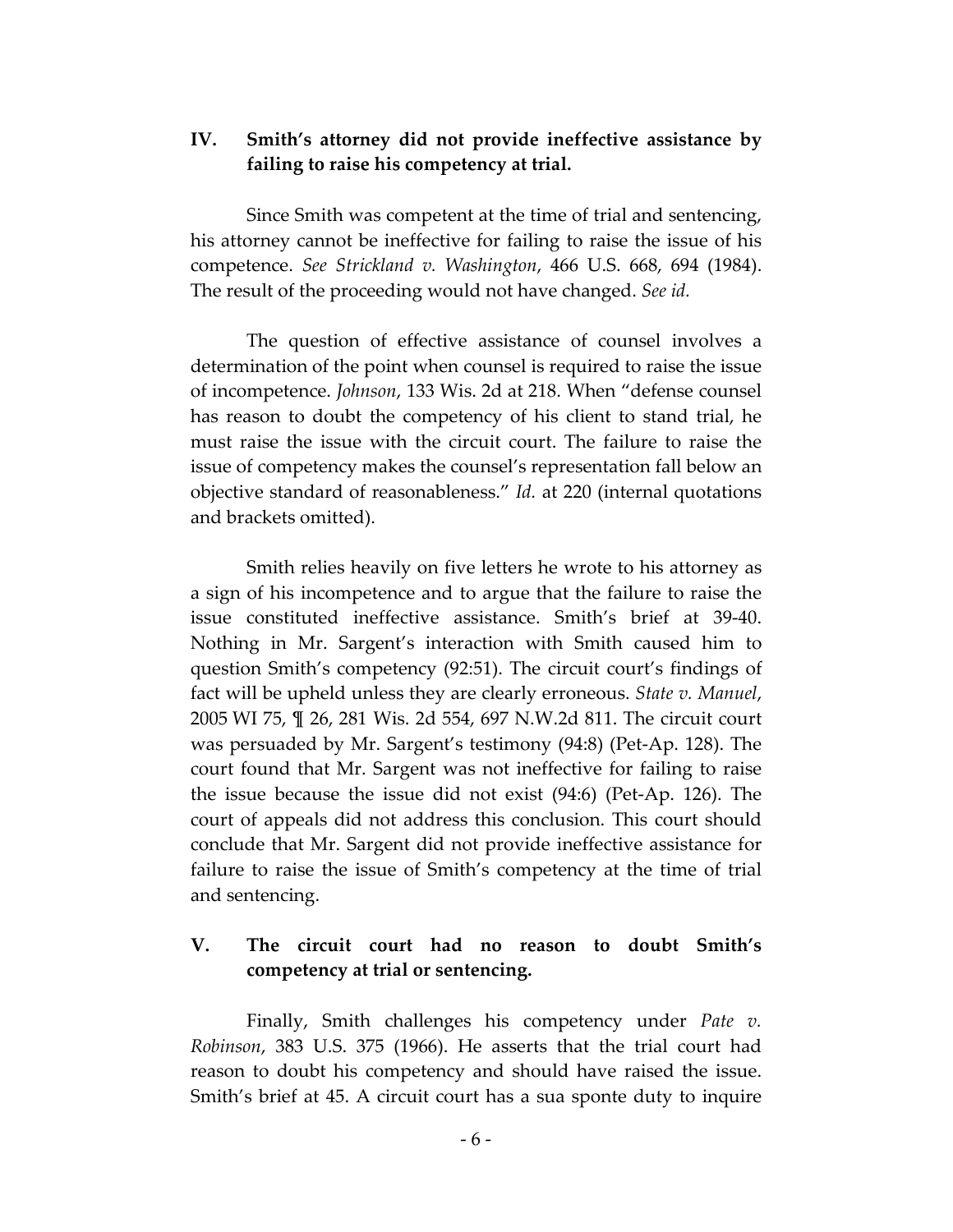## IV. Smith's attorney did not provide ineffective assistance by failing to raise his competency at trial.

Since Smith was competent at the time of trial and sentencing, his attorney cannot be ineffective for failing to raise the issue of his competence. *See Strickland v. Washington*, 466 U.S. 668, 694 (1984). The result of the proceeding would not have changed. *See id.*

The question of effective assistance of counsel involves a determination of the point when counsel is required to raise the issue of incompetence. *Johnson*, 133 Wis. 2d at 218. When "defense counsel has reason to doubt the competency of his client to stand trial, he must raise the issue with the circuit court. The failure to raise the issue of competency makes the counsel's representation fall below an objective standard of reasonableness." *Id.* at 220 (internal quotations and brackets omitted).

Smith relies heavily on five letters he wrote to his attorney as a sign of his incompetence and to argue that the failure to raise the issue constituted ineffective assistance. Smith's brief at 39-40. Nothing in Mr. Sargent's interaction with Smith caused him to question Smith's competency (92:51). The circuit court's findings of fact will be upheld unless they are clearly erroneous. *State v. Manuel*, 2005 WI 75, ¶ 26, 281 Wis. 2d 554, 697 N.W.2d 811. The circuit court was persuaded by Mr. Sargent's testimony (94:8) (Pet-Ap. 128). The court found that Mr. Sargent was not ineffective for failing to raise the issue because the issue did not exist (94:6) (Pet-Ap. 126). The court of appeals did not address this conclusion. This court should conclude that Mr. Sargent did not provide ineffective assistance for failure to raise the issue of Smith's competency at the time of trial and sentencing.

## V. The circuit court had no reason to doubt Smith's competency at trial or sentencing.

Finally, Smith challenges his competency under *Pate v. Robinson*, 383 U.S. 375 (1966). He asserts that the trial court had reason to doubt his competency and should have raised the issue. Smith's brief at 45. A circuit court has a sua sponte duty to inquire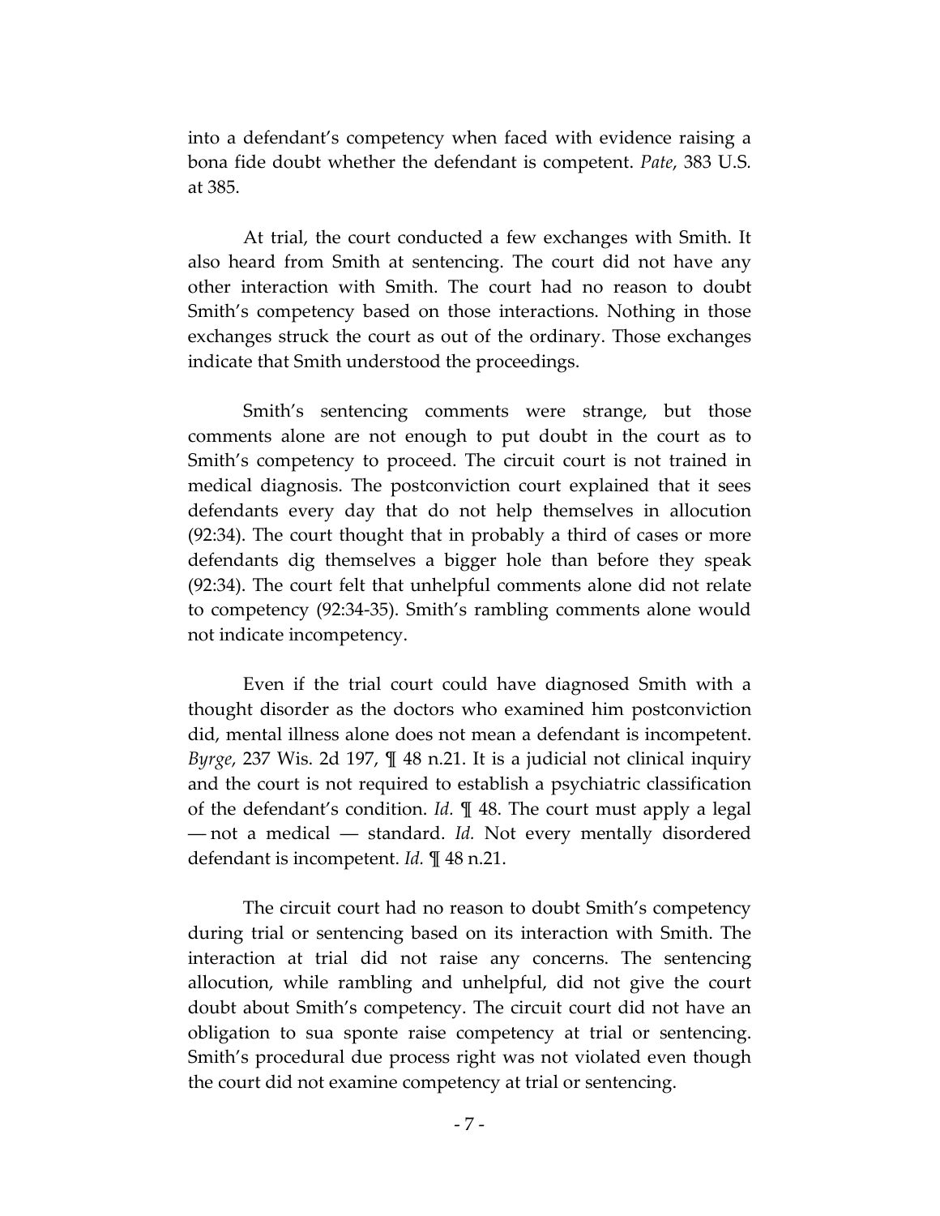into a defendant's competency when faced with evidence raising a bona fide doubt whether the defendant is competent. *Pate*, 383 U.S. at 385.

At trial, the court conducted a few exchanges with Smith. It also heard from Smith at sentencing. The court did not have any other interaction with Smith. The court had no reason to doubt Smith's competency based on those interactions. Nothing in those exchanges struck the court as out of the ordinary. Those exchanges indicate that Smith understood the proceedings.

Smith's sentencing comments were strange, but those comments alone are not enough to put doubt in the court as to Smith's competency to proceed. The circuit court is not trained in medical diagnosis. The postconviction court explained that it sees defendants every day that do not help themselves in allocution (92:34). The court thought that in probably a third of cases or more defendants dig themselves a bigger hole than before they speak (92:34). The court felt that unhelpful comments alone did not relate to competency (92:34-35). Smith's rambling comments alone would not indicate incompetency.

Even if the trial court could have diagnosed Smith with a thought disorder as the doctors who examined him postconviction did, mental illness alone does not mean a defendant is incompetent. *Byrge*, 237 Wis. 2d 197, ¶ 48 n.21. It is a judicial not clinical inquiry and the court is not required to establish a psychiatric classification of the defendant's condition. *Id.* ¶ 48. The court must apply a legal — not a medical — standard. *Id.* Not every mentally disordered defendant is incompetent. *Id.* ¶ 48 n.21.

The circuit court had no reason to doubt Smith's competency during trial or sentencing based on its interaction with Smith. The interaction at trial did not raise any concerns. The sentencing allocution, while rambling and unhelpful, did not give the court doubt about Smith's competency. The circuit court did not have an obligation to sua sponte raise competency at trial or sentencing. Smith's procedural due process right was not violated even though the court did not examine competency at trial or sentencing.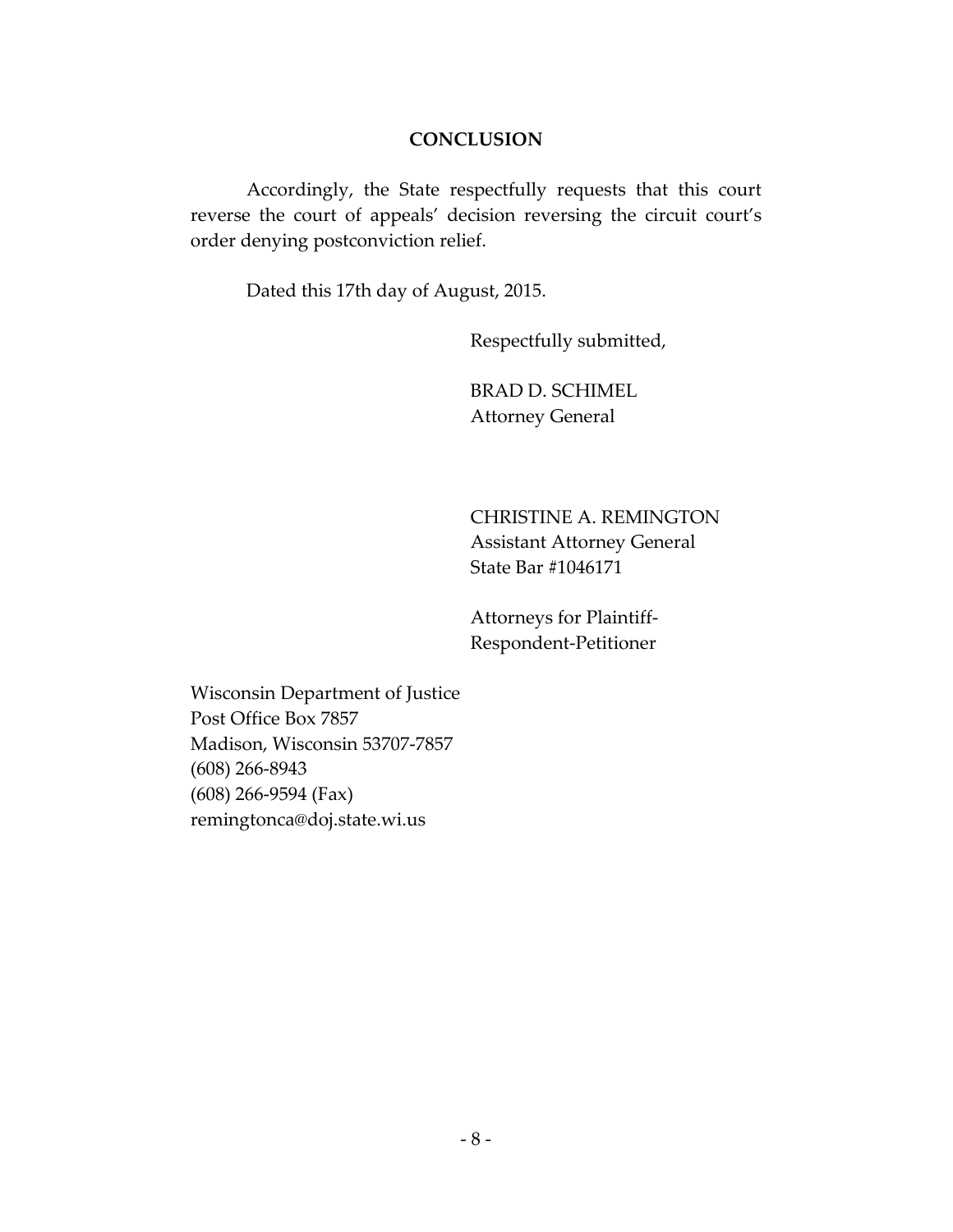## CONCLUSION

Accordingly, the State respectfully requests that this court reverse the court of appeals' decision reversing the circuit court's order denying postconviction relief.

Dated this 17th day of August, 2015.

Respectfully submitted,

BRAD D. SCHIMEL
Attorney General

CHRISTINE A. REMINGTON
Assistant Attorney General
State Bar #1046171

Attorneys for Plaintiff-Respondent-Petitioner

Wisconsin Department of Justice
Post Office Box 7857
Madison, Wisconsin 53707-7857
(608) 266-8943
(608) 266-9594 (Fax)
remingtonca@doj.state.wi.us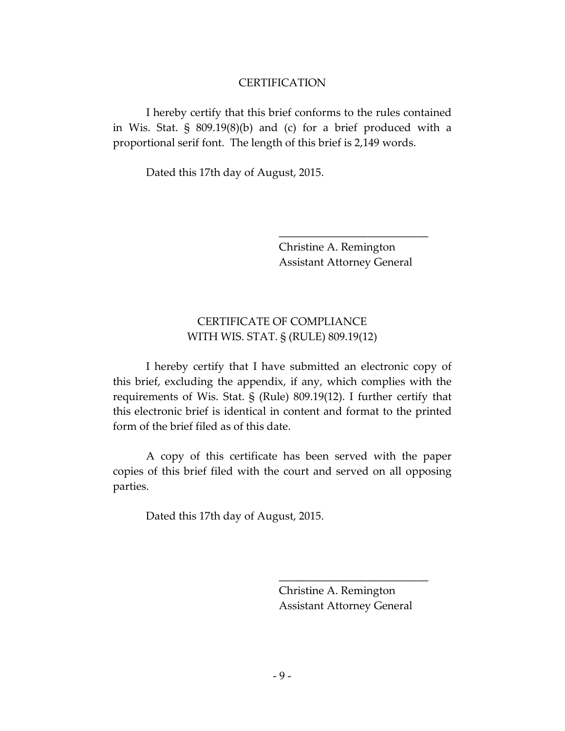## CERTIFICATION

I hereby certify that this brief conforms to the rules contained in Wis. Stat. § 809.19(8)(b) and (c) for a brief produced with a proportional serif font. The length of this brief is 2,149 words.

Dated this 17th day of August, 2015.

\_\_\_\_\_\_\_\_\_\_\_\_\_\_\_\_\_\_\_\_\_\_\_\_\_\_\_\_
Christine A. Remington
Assistant Attorney General

## CERTIFICATE OF COMPLIANCE WITH WIS. STAT. § (RULE) 809.19(12)

I hereby certify that I have submitted an electronic copy of this brief, excluding the appendix, if any, which complies with the requirements of Wis. Stat. § (Rule) 809.19(12). I further certify that this electronic brief is identical in content and format to the printed form of the brief filed as of this date.

A copy of this certificate has been served with the paper copies of this brief filed with the court and served on all opposing parties.

Dated this 17th day of August, 2015.

\_\_\_\_\_\_\_\_\_\_\_\_\_\_\_\_\_\_\_\_\_\_\_\_\_\_\_\_
Christine A. Remington
Assistant Attorney General